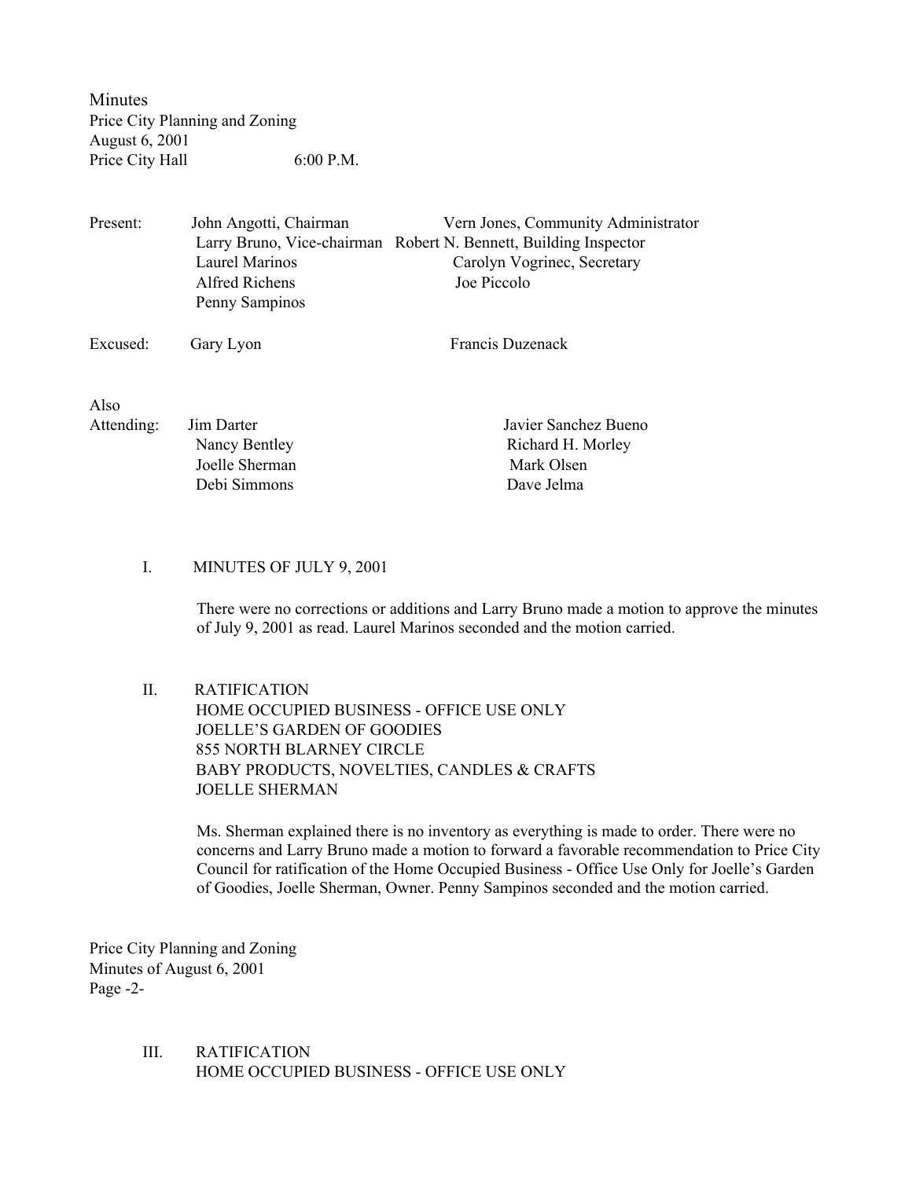Minutes
Price City Planning and Zoning
August 6, 2001
Price City Hall 6:00 P.M.

Present:

- John Angotti, Chairman
- Larry Bruno, Vice-chairman
- Laurel Marinos
- Alfred Richens
- Penny Sampinos
- Vern Jones, Community Administrator
- Robert N. Bennett, Building Inspector
- Carolyn Vogrinec, Secretary
- Joe Piccolo

Excused:

- Gary Lyon
- Francis Duzenack

Also Attending:

- Jim Darter
- Nancy Bentley
- Joelle Sherman
- Debi Simmons
- Javier Sanchez Bueno
- Richard H. Morley
- Mark Olsen
- Dave Jelma

I. MINUTES OF JULY 9, 2001

There were no corrections or additions and Larry Bruno made a motion to approve the minutes of July 9, 2001 as read. Laurel Marinos seconded and the motion carried.

II. RATIFICATION
HOME OCCUPIED BUSINESS - OFFICE USE ONLY
JOELLE'S GARDEN OF GOODIES
855 NORTH BLARNEY CIRCLE
BABY PRODUCTS, NOVELTIES, CANDLES & CRAFTS
JOELLE SHERMAN

Ms. Sherman explained there is no inventory as everything is made to order. There were no concerns and Larry Bruno made a motion to forward a favorable recommendation to Price City Council for ratification of the Home Occupied Business - Office Use Only for Joelle's Garden of Goodies, Joelle Sherman, Owner. Penny Sampinos seconded and the motion carried.

III. RATIFICATION
HOME OCCUPIED BUSINESS - OFFICE USE ONLY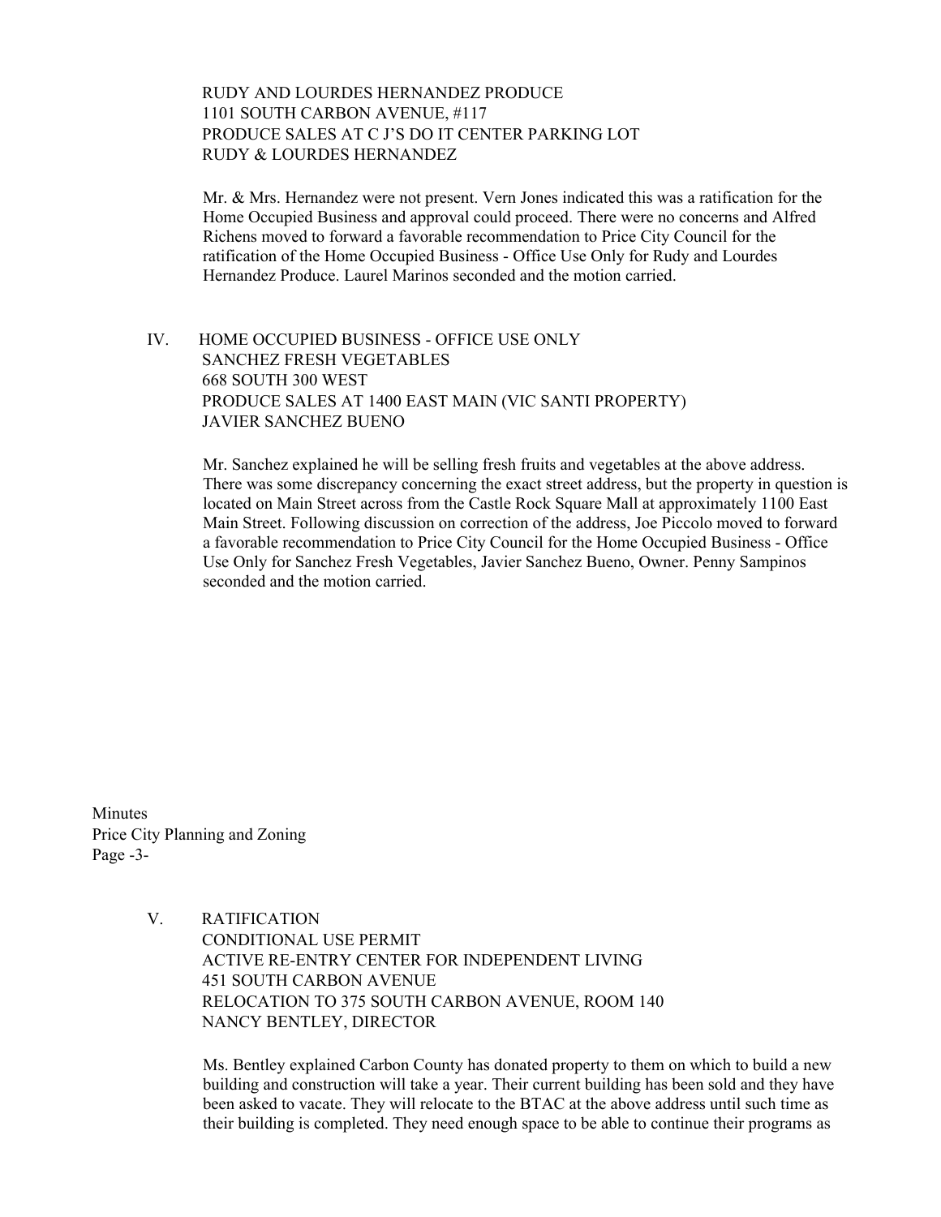RUDY AND LOURDES HERNANDEZ PRODUCE
1101 SOUTH CARBON AVENUE, #117
PRODUCE SALES AT C J'S DO IT CENTER PARKING LOT
RUDY & LOURDES HERNANDEZ

Mr. & Mrs. Hernandez were not present. Vern Jones indicated this was a ratification for the Home Occupied Business and approval could proceed. There were no concerns and Alfred Richens moved to forward a favorable recommendation to Price City Council for the ratification of the Home Occupied Business - Office Use Only for Rudy and Lourdes Hernandez Produce. Laurel Marinos seconded and the motion carried.

IV. HOME OCCUPIED BUSINESS - OFFICE USE ONLY
SANCHEZ FRESH VEGETABLES
668 SOUTH 300 WEST
PRODUCE SALES AT 1400 EAST MAIN (VIC SANTI PROPERTY)
JAVIER SANCHEZ BUENO

Mr. Sanchez explained he will be selling fresh fruits and vegetables at the above address. There was some discrepancy concerning the exact street address, but the property in question is located on Main Street across from the Castle Rock Square Mall at approximately 1100 East Main Street. Following discussion on correction of the address, Joe Piccolo moved to forward a favorable recommendation to Price City Council for the Home Occupied Business - Office Use Only for Sanchez Fresh Vegetables, Javier Sanchez Bueno, Owner. Penny Sampinos seconded and the motion carried.

V. RATIFICATION
CONDITIONAL USE PERMIT
ACTIVE RE-ENTRY CENTER FOR INDEPENDENT LIVING
451 SOUTH CARBON AVENUE
RELOCATION TO 375 SOUTH CARBON AVENUE, ROOM 140
NANCY BENTLEY, DIRECTOR

Ms. Bentley explained Carbon County has donated property to them on which to build a new building and construction will take a year. Their current building has been sold and they have been asked to vacate. They will relocate to the BTAC at the above address until such time as their building is completed. They need enough space to be able to continue their programs as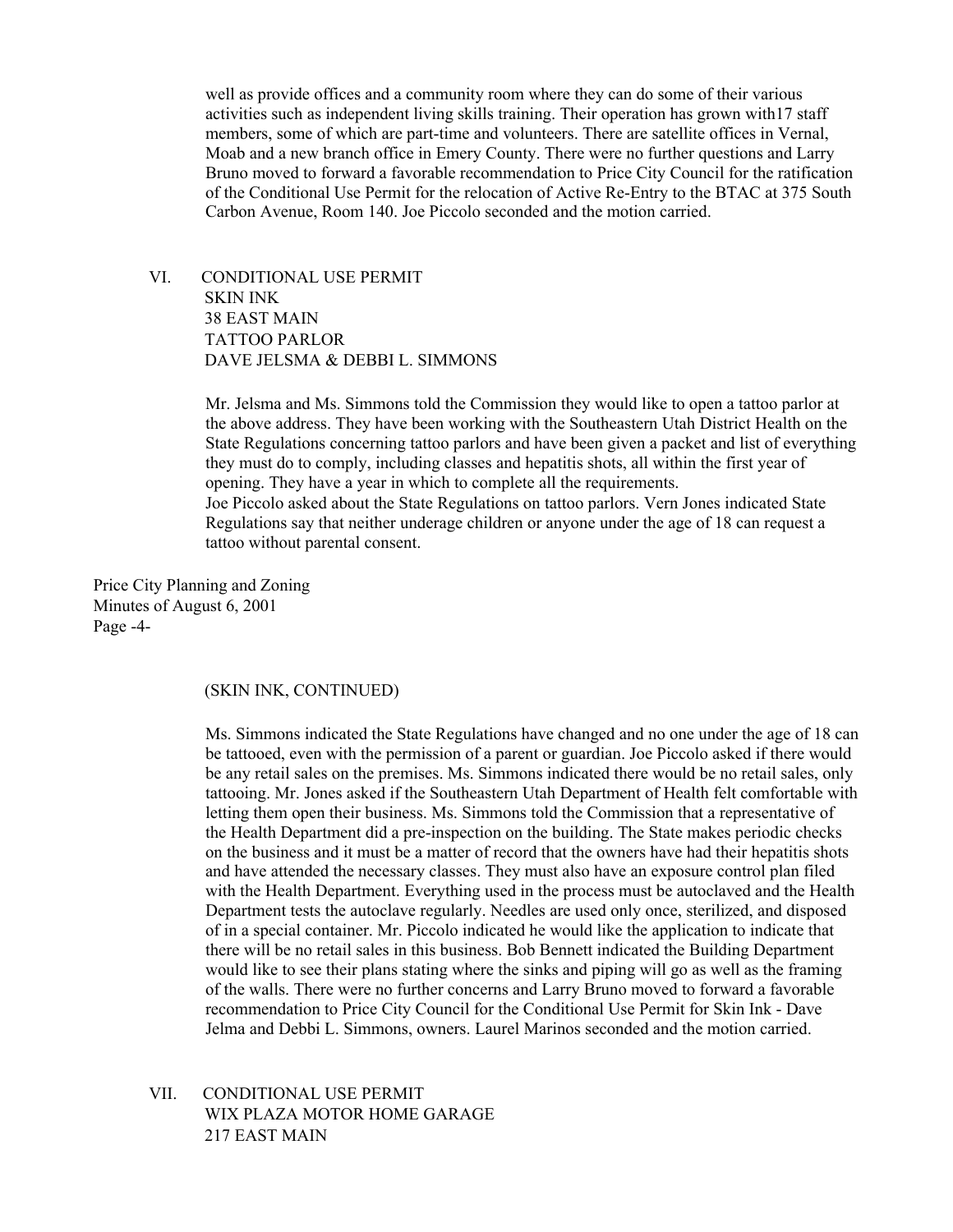well as provide offices and a community room where they can do some of their various activities such as independent living skills training. Their operation has grown with17 staff members, some of which are part-time and volunteers. There are satellite offices in Vernal, Moab and a new branch office in Emery County. There were no further questions and Larry Bruno moved to forward a favorable recommendation to Price City Council for the ratification of the Conditional Use Permit for the relocation of Active Re-Entry to the BTAC at 375 South Carbon Avenue, Room 140. Joe Piccolo seconded and the motion carried.

VI. CONDITIONAL USE PERMIT
SKIN INK
38 EAST MAIN
TATTOO PARLOR
DAVE JELSMA & DEBBI L. SIMMONS

Mr. Jelsma and Ms. Simmons told the Commission they would like to open a tattoo parlor at the above address. They have been working with the Southeastern Utah District Health on the State Regulations concerning tattoo parlors and have been given a packet and list of everything they must do to comply, including classes and hepatitis shots, all within the first year of opening. They have a year in which to complete all the requirements.
Joe Piccolo asked about the State Regulations on tattoo parlors. Vern Jones indicated State Regulations say that neither underage children or anyone under the age of 18 can request a tattoo without parental consent.

(SKIN INK, CONTINUED)

Ms. Simmons indicated the State Regulations have changed and no one under the age of 18 can be tattooed, even with the permission of a parent or guardian. Joe Piccolo asked if there would be any retail sales on the premises. Ms. Simmons indicated there would be no retail sales, only tattooing. Mr. Jones asked if the Southeastern Utah Department of Health felt comfortable with letting them open their business. Ms. Simmons told the Commission that a representative of the Health Department did a pre-inspection on the building. The State makes periodic checks on the business and it must be a matter of record that the owners have had their hepatitis shots and have attended the necessary classes. They must also have an exposure control plan filed with the Health Department. Everything used in the process must be autoclaved and the Health Department tests the autoclave regularly. Needles are used only once, sterilized, and disposed of in a special container. Mr. Piccolo indicated he would like the application to indicate that there will be no retail sales in this business. Bob Bennett indicated the Building Department would like to see their plans stating where the sinks and piping will go as well as the framing of the walls. There were no further concerns and Larry Bruno moved to forward a favorable recommendation to Price City Council for the Conditional Use Permit for Skin Ink - Dave Jelma and Debbi L. Simmons, owners. Laurel Marinos seconded and the motion carried.

VII. CONDITIONAL USE PERMIT
WIX PLAZA MOTOR HOME GARAGE
217 EAST MAIN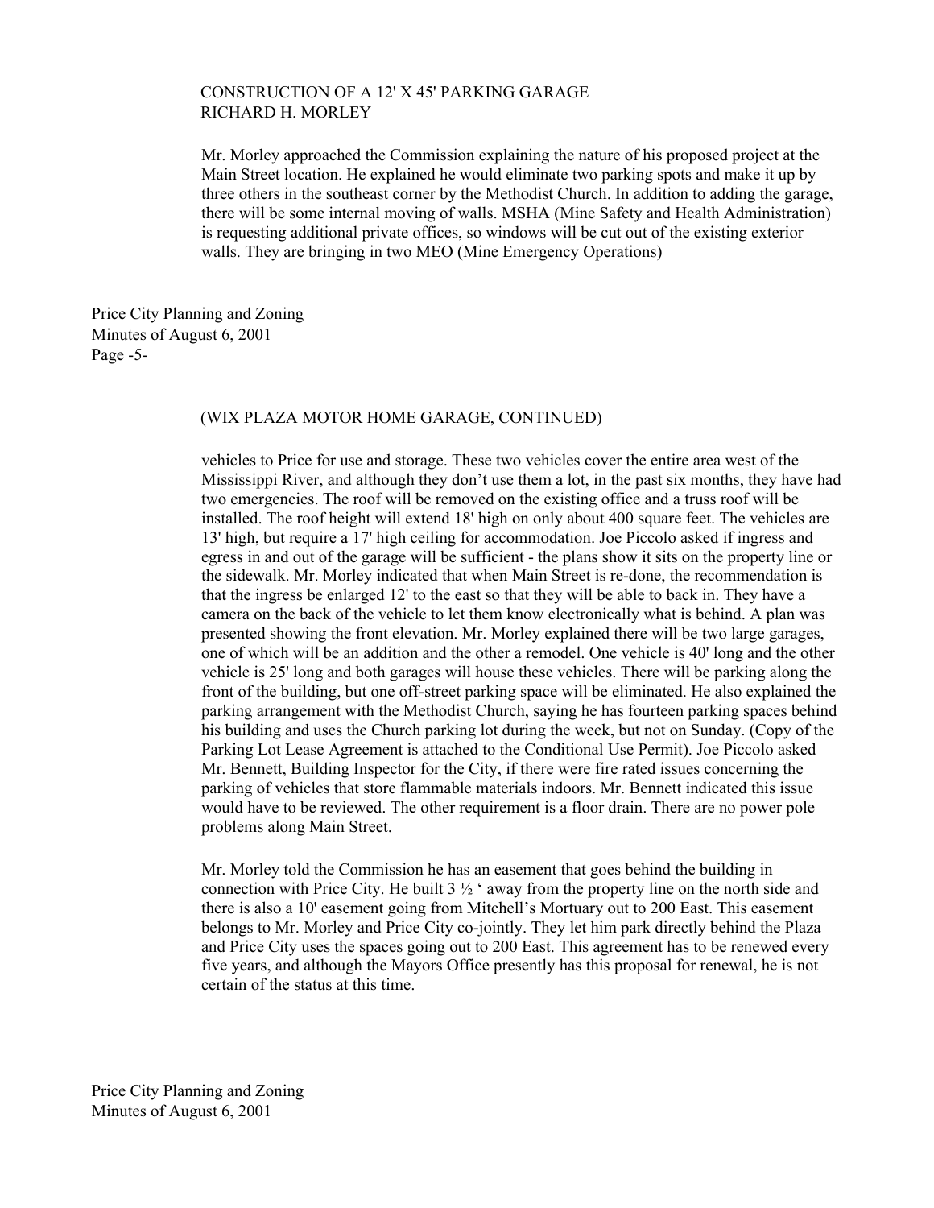CONSTRUCTION OF A 12' X 45' PARKING GARAGE
RICHARD H. MORLEY

Mr. Morley approached the Commission explaining the nature of his proposed project at the Main Street location. He explained he would eliminate two parking spots and make it up by three others in the southeast corner by the Methodist Church. In addition to adding the garage, there will be some internal moving of walls. MSHA (Mine Safety and Health Administration) is requesting additional private offices, so windows will be cut out of the existing exterior walls. They are bringing in two MEO (Mine Emergency Operations)

(WIX PLAZA MOTOR HOME GARAGE, CONTINUED)

vehicles to Price for use and storage. These two vehicles cover the entire area west of the Mississippi River, and although they don't use them a lot, in the past six months, they have had two emergencies. The roof will be removed on the existing office and a truss roof will be installed. The roof height will extend 18' high on only about 400 square feet. The vehicles are 13' high, but require a 17' high ceiling for accommodation. Joe Piccolo asked if ingress and egress in and out of the garage will be sufficient - the plans show it sits on the property line or the sidewalk. Mr. Morley indicated that when Main Street is re-done, the recommendation is that the ingress be enlarged 12' to the east so that they will be able to back in. They have a camera on the back of the vehicle to let them know electronically what is behind. A plan was presented showing the front elevation. Mr. Morley explained there will be two large garages, one of which will be an addition and the other a remodel. One vehicle is 40' long and the other vehicle is 25' long and both garages will house these vehicles. There will be parking along the front of the building, but one off-street parking space will be eliminated. He also explained the parking arrangement with the Methodist Church, saying he has fourteen parking spaces behind his building and uses the Church parking lot during the week, but not on Sunday. (Copy of the Parking Lot Lease Agreement is attached to the Conditional Use Permit). Joe Piccolo asked Mr. Bennett, Building Inspector for the City, if there were fire rated issues concerning the parking of vehicles that store flammable materials indoors. Mr. Bennett indicated this issue would have to be reviewed. The other requirement is a floor drain. There are no power pole problems along Main Street.

Mr. Morley told the Commission he has an easement that goes behind the building in connection with Price City. He built 3 ½ ' away from the property line on the north side and there is also a 10' easement going from Mitchell's Mortuary out to 200 East. This easement belongs to Mr. Morley and Price City co-jointly. They let him park directly behind the Plaza and Price City uses the spaces going out to 200 East. This agreement has to be renewed every five years, and although the Mayors Office presently has this proposal for renewal, he is not certain of the status at this time.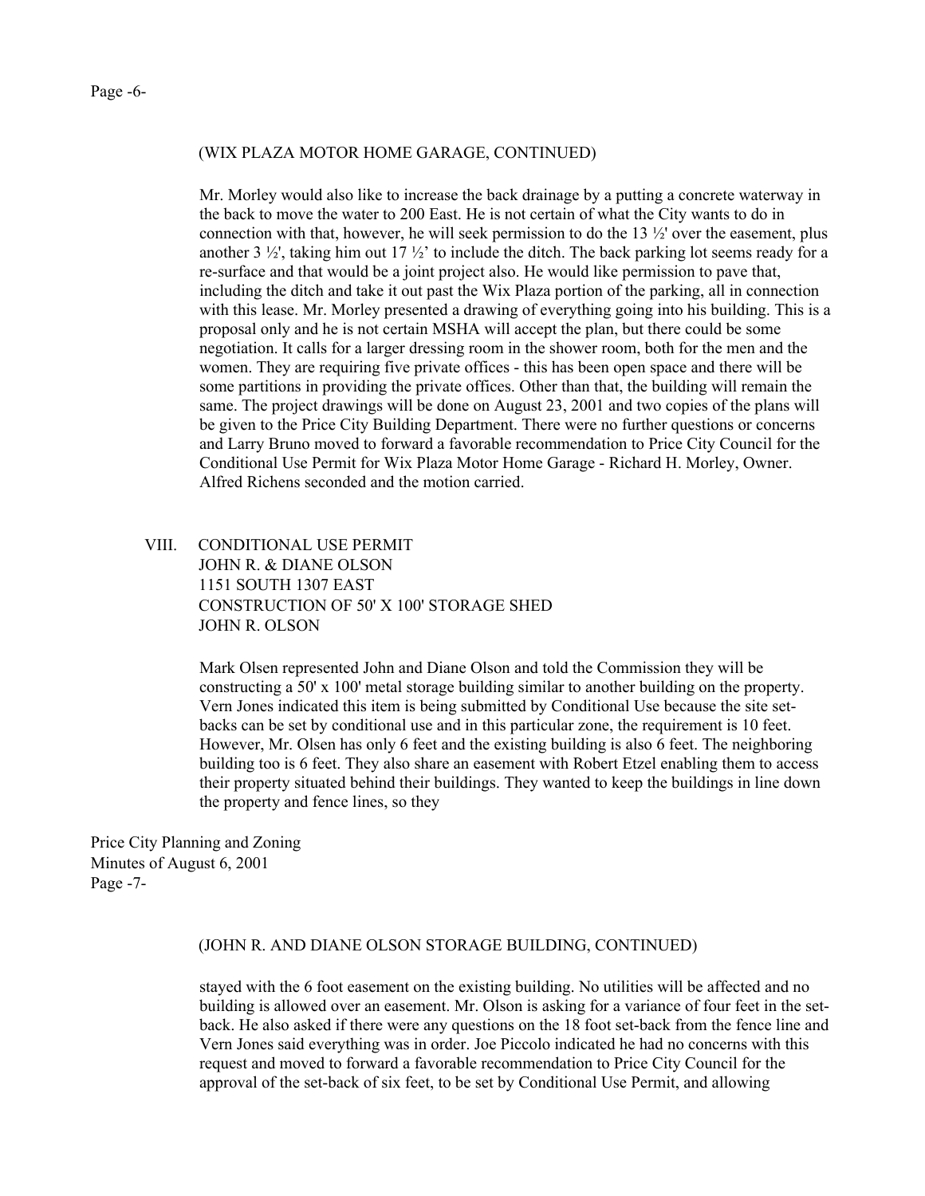(WIX PLAZA MOTOR HOME GARAGE, CONTINUED)

Mr. Morley would also like to increase the back drainage by a putting a concrete waterway in the back to move the water to 200 East. He is not certain of what the City wants to do in connection with that, however, he will seek permission to do the 13 ½' over the easement, plus another 3 ½', taking him out 17 ½' to include the ditch. The back parking lot seems ready for a re-surface and that would be a joint project also. He would like permission to pave that, including the ditch and take it out past the Wix Plaza portion of the parking, all in connection with this lease. Mr. Morley presented a drawing of everything going into his building. This is a proposal only and he is not certain MSHA will accept the plan, but there could be some negotiation. It calls for a larger dressing room in the shower room, both for the men and the women. They are requiring five private offices - this has been open space and there will be some partitions in providing the private offices. Other than that, the building will remain the same. The project drawings will be done on August 23, 2001 and two copies of the plans will be given to the Price City Building Department. There were no further questions or concerns and Larry Bruno moved to forward a favorable recommendation to Price City Council for the Conditional Use Permit for Wix Plaza Motor Home Garage - Richard H. Morley, Owner. Alfred Richens seconded and the motion carried.

VIII. CONDITIONAL USE PERMIT
JOHN R. & DIANE OLSON
1151 SOUTH 1307 EAST
CONSTRUCTION OF 50' X 100' STORAGE SHED
JOHN R. OLSON

Mark Olsen represented John and Diane Olson and told the Commission they will be constructing a 50' x 100' metal storage building similar to another building on the property. Vern Jones indicated this item is being submitted by Conditional Use because the site set-backs can be set by conditional use and in this particular zone, the requirement is 10 feet. However, Mr. Olsen has only 6 feet and the existing building is also 6 feet. The neighboring building too is 6 feet. They also share an easement with Robert Etzel enabling them to access their property situated behind their buildings. They wanted to keep the buildings in line down the property and fence lines, so they

(JOHN R. AND DIANE OLSON STORAGE BUILDING, CONTINUED)

stayed with the 6 foot easement on the existing building. No utilities will be affected and no building is allowed over an easement. Mr. Olson is asking for a variance of four feet in the set-back. He also asked if there were any questions on the 18 foot set-back from the fence line and Vern Jones said everything was in order. Joe Piccolo indicated he had no concerns with this request and moved to forward a favorable recommendation to Price City Council for the approval of the set-back of six feet, to be set by Conditional Use Permit, and allowing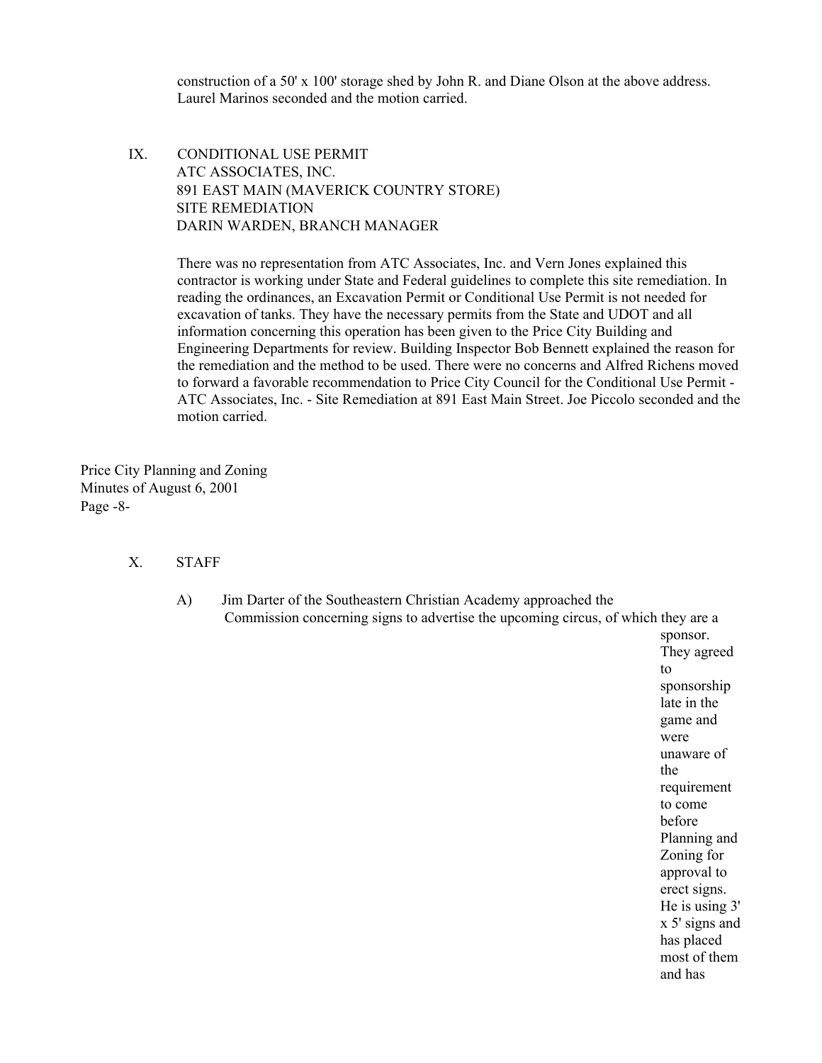construction of a 50' x 100' storage shed by John R. and Diane Olson at the above address. Laurel Marinos seconded and the motion carried.

IX. CONDITIONAL USE PERMIT
ATC ASSOCIATES, INC.
891 EAST MAIN (MAVERICK COUNTRY STORE)
SITE REMEDIATION
DARIN WARDEN, BRANCH MANAGER

There was no representation from ATC Associates, Inc. and Vern Jones explained this contractor is working under State and Federal guidelines to complete this site remediation. In reading the ordinances, an Excavation Permit or Conditional Use Permit is not needed for excavation of tanks. They have the necessary permits from the State and UDOT and all information concerning this operation has been given to the Price City Building and Engineering Departments for review. Building Inspector Bob Bennett explained the reason for the remediation and the method to be used. There were no concerns and Alfred Richens moved to forward a favorable recommendation to Price City Council for the Conditional Use Permit - ATC Associates, Inc. - Site Remediation at 891 East Main Street. Joe Piccolo seconded and the motion carried.

X. STAFF

A) Jim Darter of the Southeastern Christian Academy approached the Commission concerning signs to advertise the upcoming circus, of which they are a sponsor. They agreed to sponsorship late in the game and were unaware of the requirement to come before Planning and Zoning for approval to erect signs. He is using 3' x 5' signs and has placed most of them and has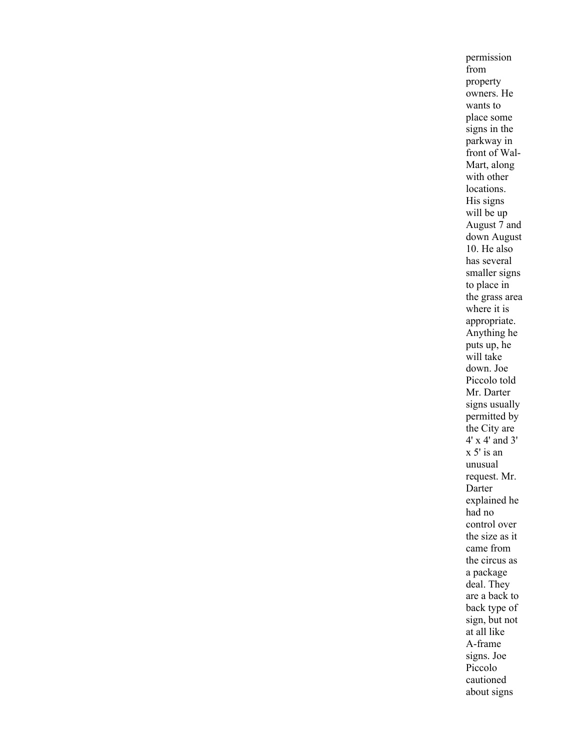permission from property owners. He wants to place some signs in the parkway in front of Wal-Mart, along with other locations. His signs will be up August 7 and down August 10. He also has several smaller signs to place in the grass area where it is appropriate. Anything he puts up, he will take down. Joe Piccolo told Mr. Darter signs usually permitted by the City are 4' x 4' and 3' x 5' is an unusual request. Mr. Darter explained he had no control over the size as it came from the circus as a package deal. They are a back to back type of sign, but not at all like A-frame signs. Joe Piccolo cautioned about signs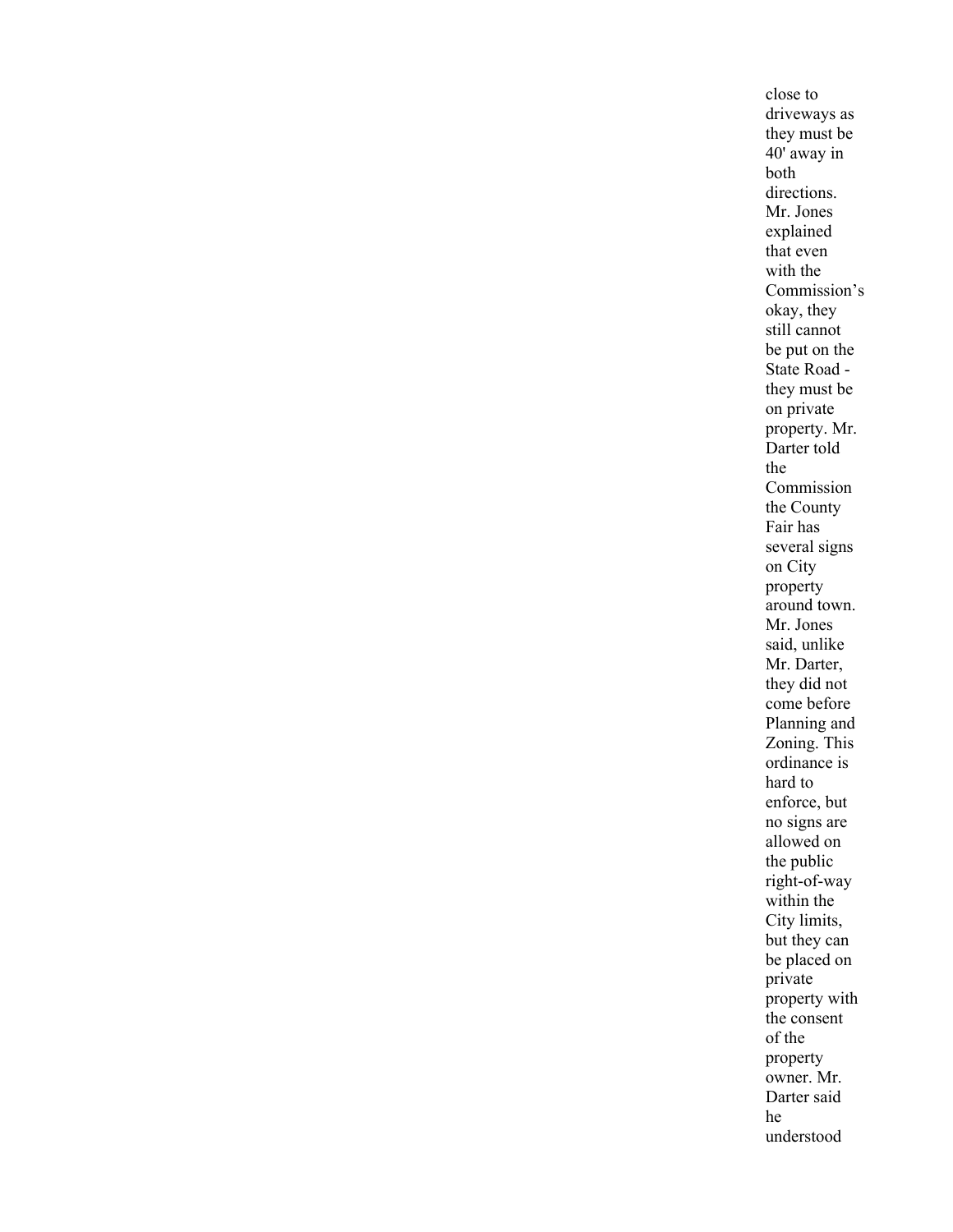close to driveways as they must be 40' away in both directions. Mr. Jones explained that even with the Commission's okay, they still cannot be put on the State Road - they must be on private property. Mr. Darter told the Commission the County Fair has several signs on City property around town. Mr. Jones said, unlike Mr. Darter, they did not come before Planning and Zoning. This ordinance is hard to enforce, but no signs are allowed on the public right-of-way within the City limits, but they can be placed on private property with the consent of the property owner. Mr. Darter said he understood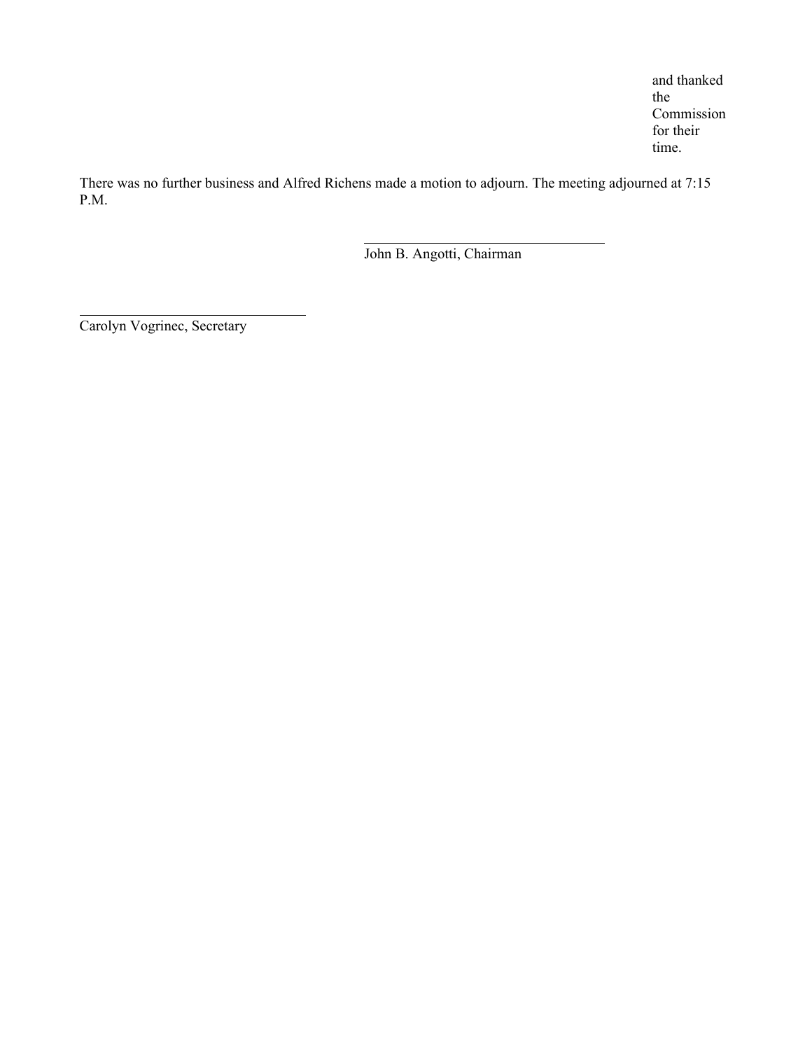and thanked the Commission for their time.

There was no further business and Alfred Richens made a motion to adjourn. The meeting adjourned at 7:15 P.M.

\_\_\_\_\_\_\_\_\_\_\_\_\_\_\_\_\_\_\_\_\_\_\_\_\_\_\_\_\_\_\_\_

John B. Angotti, Chairman

\_\_\_\_\_\_\_\_\_\_\_\_\_\_\_\_\_\_\_\_\_\_\_\_\_\_\_\_\_\_\_\_

Carolyn Vogrinec, Secretary